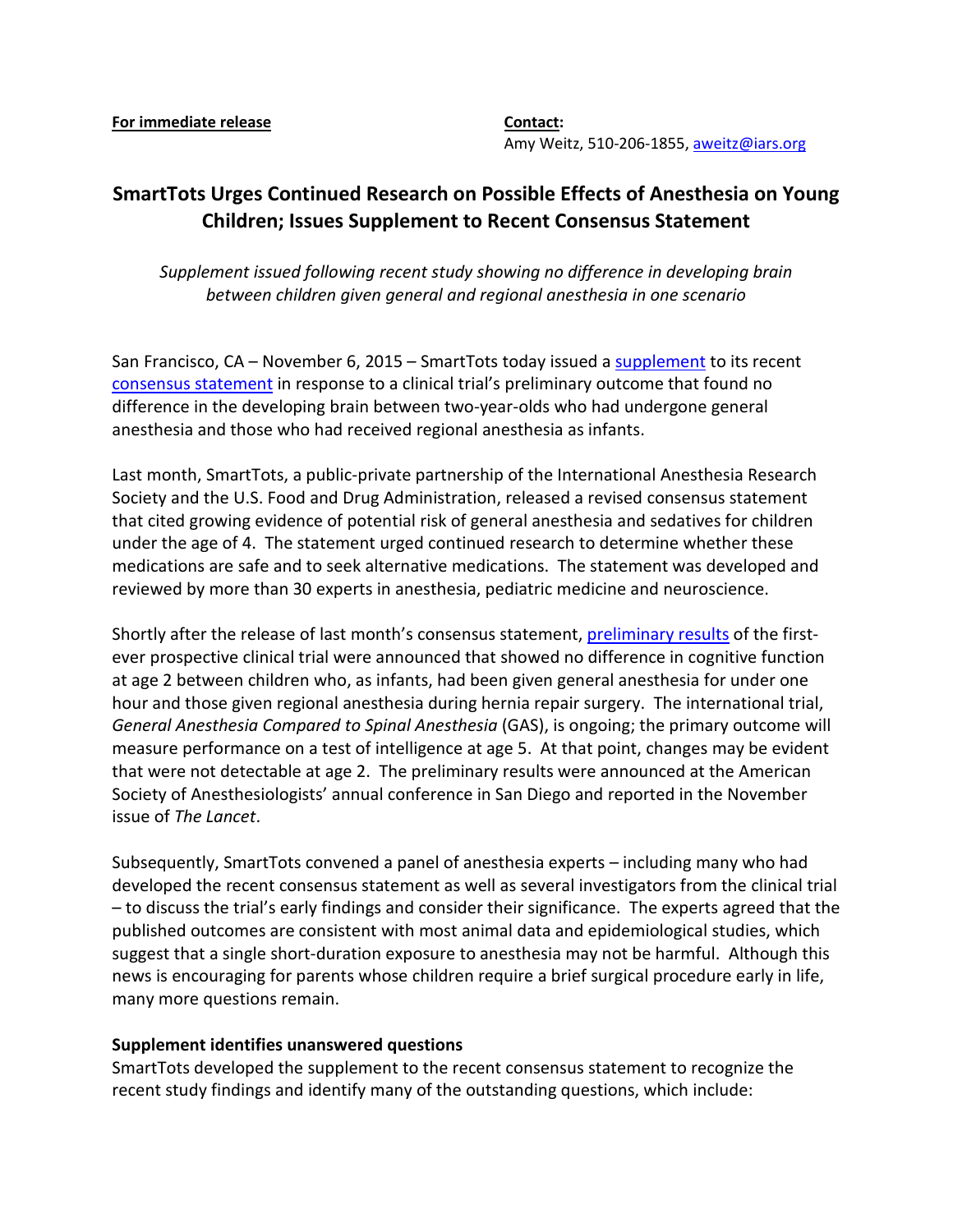**For immediate release**

**Contact:**
Amy Weitz, 510-206-1855, aweitz@iars.org

# SmartTots Urges Continued Research on Possible Effects of Anesthesia on Young Children; Issues Supplement to Recent Consensus Statement

*Supplement issued following recent study showing no difference in developing brain between children given general and regional anesthesia in one scenario*

San Francisco, CA – November 6, 2015 – SmartTots today issued a supplement to its recent consensus statement in response to a clinical trial's preliminary outcome that found no difference in the developing brain between two-year-olds who had undergone general anesthesia and those who had received regional anesthesia as infants.

Last month, SmartTots, a public-private partnership of the International Anesthesia Research Society and the U.S. Food and Drug Administration, released a revised consensus statement that cited growing evidence of potential risk of general anesthesia and sedatives for children under the age of 4. The statement urged continued research to determine whether these medications are safe and to seek alternative medications. The statement was developed and reviewed by more than 30 experts in anesthesia, pediatric medicine and neuroscience.

Shortly after the release of last month's consensus statement, preliminary results of the first-ever prospective clinical trial were announced that showed no difference in cognitive function at age 2 between children who, as infants, had been given general anesthesia for under one hour and those given regional anesthesia during hernia repair surgery. The international trial, *General Anesthesia Compared to Spinal Anesthesia* (GAS), is ongoing; the primary outcome will measure performance on a test of intelligence at age 5. At that point, changes may be evident that were not detectable at age 2. The preliminary results were announced at the American Society of Anesthesiologists' annual conference in San Diego and reported in the November issue of *The Lancet*.

Subsequently, SmartTots convened a panel of anesthesia experts – including many who had developed the recent consensus statement as well as several investigators from the clinical trial – to discuss the trial's early findings and consider their significance. The experts agreed that the published outcomes are consistent with most animal data and epidemiological studies, which suggest that a single short-duration exposure to anesthesia may not be harmful. Although this news is encouraging for parents whose children require a brief surgical procedure early in life, many more questions remain.

**Supplement identifies unanswered questions**

SmartTots developed the supplement to the recent consensus statement to recognize the recent study findings and identify many of the outstanding questions, which include: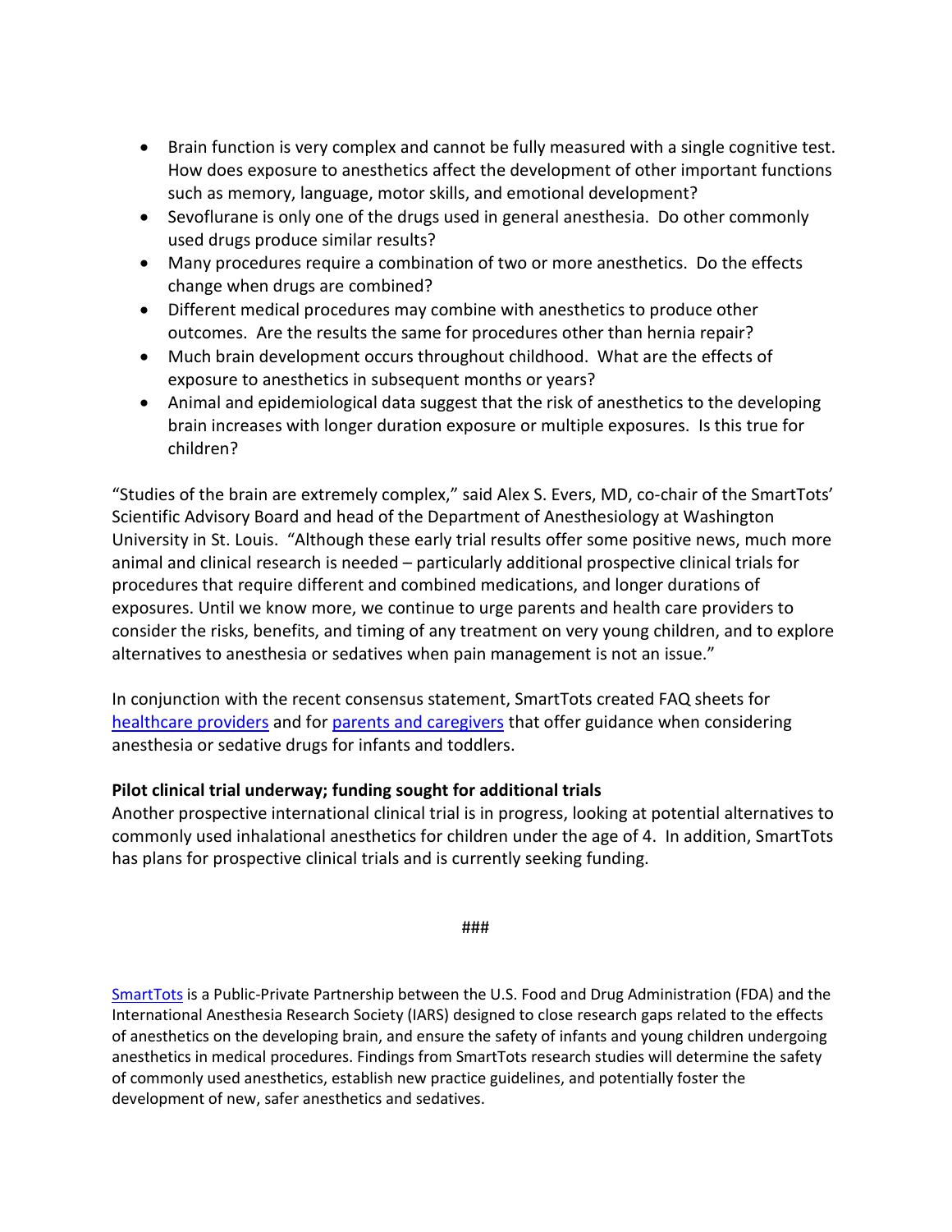- Brain function is very complex and cannot be fully measured with a single cognitive test. How does exposure to anesthetics affect the development of other important functions such as memory, language, motor skills, and emotional development?
- Sevoflurane is only one of the drugs used in general anesthesia. Do other commonly used drugs produce similar results?
- Many procedures require a combination of two or more anesthetics. Do the effects change when drugs are combined?
- Different medical procedures may combine with anesthetics to produce other outcomes. Are the results the same for procedures other than hernia repair?
- Much brain development occurs throughout childhood. What are the effects of exposure to anesthetics in subsequent months or years?
- Animal and epidemiological data suggest that the risk of anesthetics to the developing brain increases with longer duration exposure or multiple exposures. Is this true for children?

"Studies of the brain are extremely complex," said Alex S. Evers, MD, co-chair of the SmartTots' Scientific Advisory Board and head of the Department of Anesthesiology at Washington University in St. Louis. "Although these early trial results offer some positive news, much more animal and clinical research is needed – particularly additional prospective clinical trials for procedures that require different and combined medications, and longer durations of exposures. Until we know more, we continue to urge parents and health care providers to consider the risks, benefits, and timing of any treatment on very young children, and to explore alternatives to anesthesia or sedatives when pain management is not an issue."

In conjunction with the recent consensus statement, SmartTots created FAQ sheets for healthcare providers and for parents and caregivers that offer guidance when considering anesthesia or sedative drugs for infants and toddlers.

**Pilot clinical trial underway; funding sought for additional trials**

Another prospective international clinical trial is in progress, looking at potential alternatives to commonly used inhalational anesthetics for children under the age of 4. In addition, SmartTots has plans for prospective clinical trials and is currently seeking funding.

###

SmartTots is a Public-Private Partnership between the U.S. Food and Drug Administration (FDA) and the International Anesthesia Research Society (IARS) designed to close research gaps related to the effects of anesthetics on the developing brain, and ensure the safety of infants and young children undergoing anesthetics in medical procedures. Findings from SmartTots research studies will determine the safety of commonly used anesthetics, establish new practice guidelines, and potentially foster the development of new, safer anesthetics and sedatives.